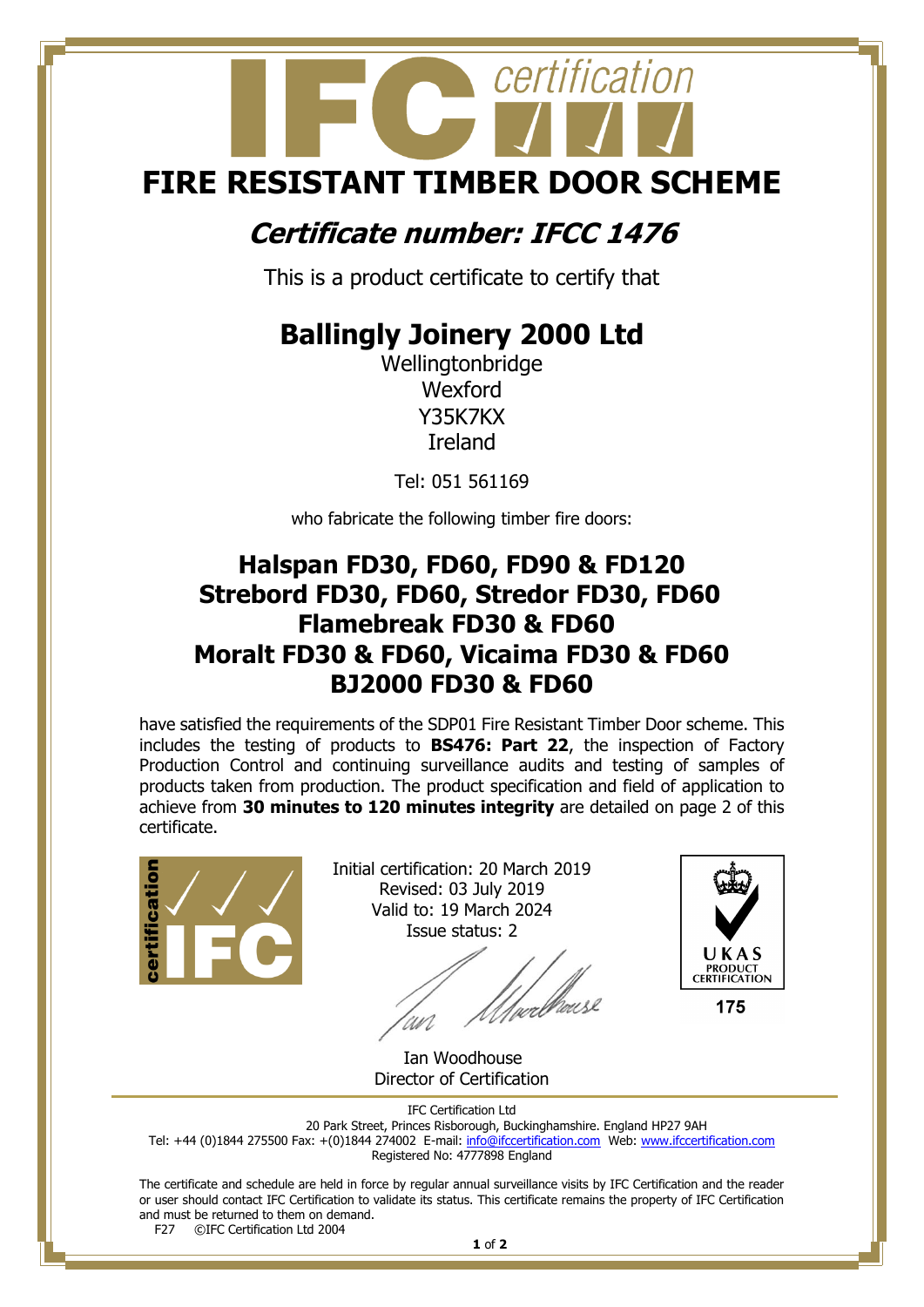# FIRE RESISTANT TIMBER DOOR SCHEME

## *Certificate number: IFCC 1476*

This is a product certificate to certify that

## Ballingly Joinery 2000 Ltd

Wellingtonbridge
Wexford
Y35K7KX
Ireland

Tel: 051 561169

who fabricate the following timber fire doors:

### Halspan FD30, FD60, FD90 & FD120
### Strebord FD30, FD60, Stredor FD30, FD60
### Flamebreak FD30 & FD60
### Moralt FD30 & FD60, Vicaima FD30 & FD60
### BJ2000 FD30 & FD60

have satisfied the requirements of the SDP01 Fire Resistant Timber Door scheme. This includes the testing of products to **BS476: Part 22**, the inspection of Factory Production Control and continuing surveillance audits and testing of samples of products taken from production. The product specification and field of application to achieve from **30 minutes to 120 minutes integrity** are detailed on page 2 of this certificate.

Initial certification: 20 March 2019
Revised: 03 July 2019
Valid to: 19 March 2024
Issue status: 2

Ian Woodhouse
Director of Certification

UKAS PRODUCT CERTIFICATION
175

IFC Certification Ltd
20 Park Street, Princes Risborough, Buckinghamshire. England HP27 9AH
Tel: +44 (0)1844 275500 Fax: +(0)1844 274002 E-mail: info@ifccertification.com Web: www.ifccertification.com
Registered No: 4777898 England

The certificate and schedule are held in force by regular annual surveillance visits by IFC Certification and the reader or user should contact IFC Certification to validate its status. This certificate remains the property of IFC Certification and must be returned to them on demand.

F27 ©IFC Certification Ltd 2004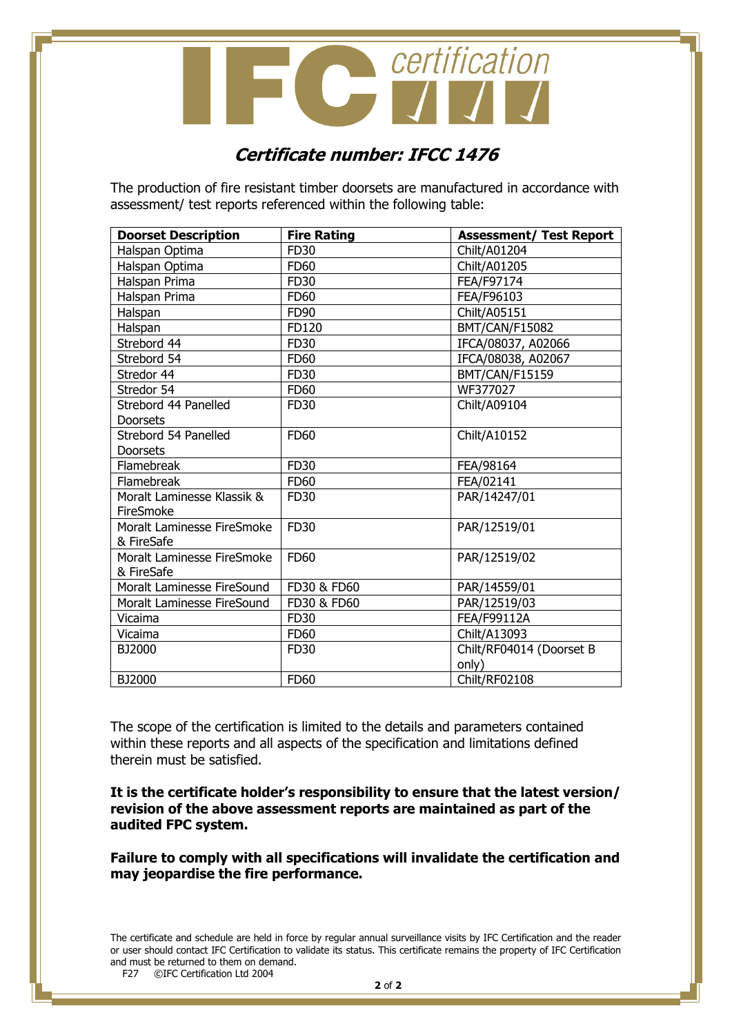## *Certificate number: IFCC 1476*

The production of fire resistant timber doorsets are manufactured in accordance with assessment/ test reports referenced within the following table:

| Doorset Description | Fire Rating | Assessment/ Test Report |
|---|---|---|
| Halspan Optima | FD30 | Chilt/A01204 |
| Halspan Optima | FD60 | Chilt/A01205 |
| Halspan Prima | FD30 | FEA/F97174 |
| Halspan Prima | FD60 | FEA/F96103 |
| Halspan | FD90 | Chilt/A05151 |
| Halspan | FD120 | BMT/CAN/F15082 |
| Strebord 44 | FD30 | IFCA/08037, A02066 |
| Strebord 54 | FD60 | IFCA/08038, A02067 |
| Stredor 44 | FD30 | BMT/CAN/F15159 |
| Stredor 54 | FD60 | WF377027 |
| Strebord 44 Panelled Doorsets | FD30 | Chilt/A09104 |
| Strebord 54 Panelled Doorsets | FD60 | Chilt/A10152 |
| Flamebreak | FD30 | FEA/98164 |
| Flamebreak | FD60 | FEA/02141 |
| Moralt Laminesse Klassik & FireSmoke | FD30 | PAR/14247/01 |
| Moralt Laminesse FireSmoke & FireSafe | FD30 | PAR/12519/01 |
| Moralt Laminesse FireSmoke & FireSafe | FD60 | PAR/12519/02 |
| Moralt Laminesse FireSound | FD30 & FD60 | PAR/14559/01 |
| Moralt Laminesse FireSound | FD30 & FD60 | PAR/12519/03 |
| Vicaima | FD30 | FEA/F99112A |
| Vicaima | FD60 | Chilt/A13093 |
| BJ2000 | FD30 | Chilt/RF04014 (Doorset B only) |
| BJ2000 | FD60 | Chilt/RF02108 |

The scope of the certification is limited to the details and parameters contained within these reports and all aspects of the specification and limitations defined therein must be satisfied.

**It is the certificate holder's responsibility to ensure that the latest version/ revision of the above assessment reports are maintained as part of the audited FPC system.**

**Failure to comply with all specifications will invalidate the certification and may jeopardise the fire performance.**

The certificate and schedule are held in force by regular annual surveillance visits by IFC Certification and the reader or user should contact IFC Certification to validate its status. This certificate remains the property of IFC Certification and must be returned to them on demand.

F27 ©IFC Certification Ltd 2004